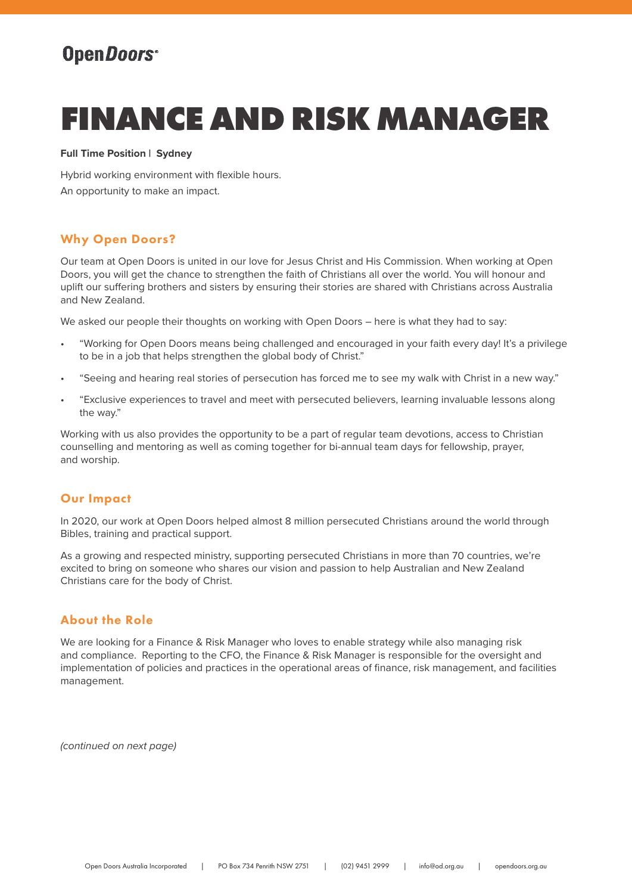OpenDoors

# FINANCE AND RISK MANAGER

**Full Time Position | Sydney**

Hybrid working environment with flexible hours.

An opportunity to make an impact.

## Why Open Doors?

Our team at Open Doors is united in our love for Jesus Christ and His Commission. When working at Open Doors, you will get the chance to strengthen the faith of Christians all over the world. You will honour and uplift our suffering brothers and sisters by ensuring their stories are shared with Christians across Australia and New Zealand.

We asked our people their thoughts on working with Open Doors – here is what they had to say:

- "Working for Open Doors means being challenged and encouraged in your faith every day! It's a privilege to be in a job that helps strengthen the global body of Christ."
- "Seeing and hearing real stories of persecution has forced me to see my walk with Christ in a new way."
- "Exclusive experiences to travel and meet with persecuted believers, learning invaluable lessons along the way."

Working with us also provides the opportunity to be a part of regular team devotions, access to Christian counselling and mentoring as well as coming together for bi-annual team days for fellowship, prayer, and worship.

## Our Impact

In 2020, our work at Open Doors helped almost 8 million persecuted Christians around the world through Bibles, training and practical support.

As a growing and respected ministry, supporting persecuted Christians in more than 70 countries, we're excited to bring on someone who shares our vision and passion to help Australian and New Zealand Christians care for the body of Christ.

## About the Role

We are looking for a Finance & Risk Manager who loves to enable strategy while also managing risk and compliance. Reporting to the CFO, the Finance & Risk Manager is responsible for the oversight and implementation of policies and practices in the operational areas of finance, risk management, and facilities management.

*(continued on next page)*

Open Doors Australia Incorporated | PO Box 734 Penrith NSW 2751 | (02) 9451 2999 | info@od.org.au | opendoors.org.au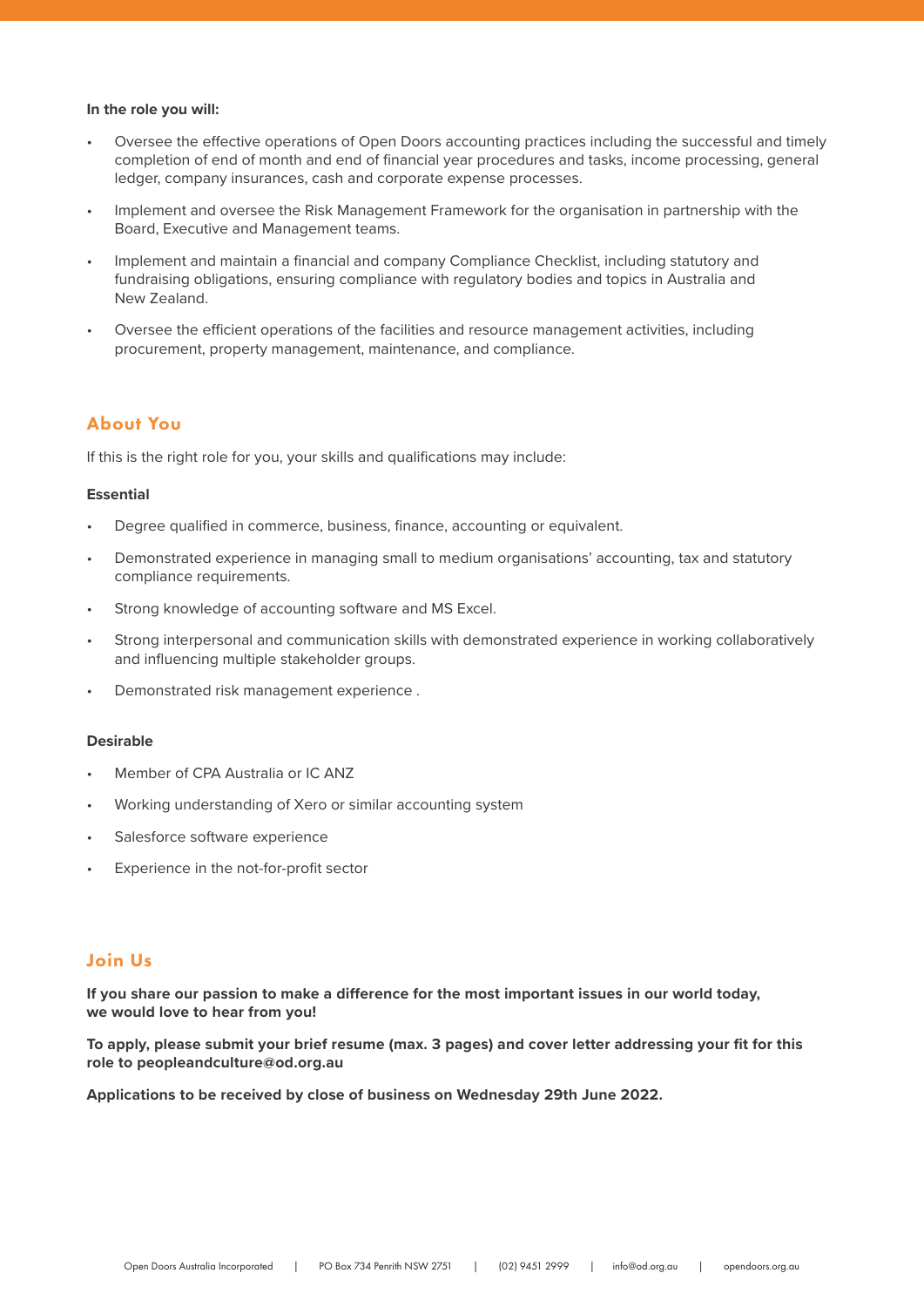**In the role you will:**

- Oversee the effective operations of Open Doors accounting practices including the successful and timely completion of end of month and end of financial year procedures and tasks, income processing, general ledger, company insurances, cash and corporate expense processes.
- Implement and oversee the Risk Management Framework for the organisation in partnership with the Board, Executive and Management teams.
- Implement and maintain a financial and company Compliance Checklist, including statutory and fundraising obligations, ensuring compliance with regulatory bodies and topics in Australia and New Zealand.
- Oversee the efficient operations of the facilities and resource management activities, including procurement, property management, maintenance, and compliance.

## About You

If this is the right role for you, your skills and qualifications may include:

**Essential**

- Degree qualified in commerce, business, finance, accounting or equivalent.
- Demonstrated experience in managing small to medium organisations' accounting, tax and statutory compliance requirements.
- Strong knowledge of accounting software and MS Excel.
- Strong interpersonal and communication skills with demonstrated experience in working collaboratively and influencing multiple stakeholder groups.
- Demonstrated risk management experience .

**Desirable**

- Member of CPA Australia or IC ANZ
- Working understanding of Xero or similar accounting system
- Salesforce software experience
- Experience in the not-for-profit sector

## Join Us

**If you share our passion to make a difference for the most important issues in our world today, we would love to hear from you!**

**To apply, please submit your brief resume (max. 3 pages) and cover letter addressing your fit for this role to peopleandculture@od.org.au**

**Applications to be received by close of business on Wednesday 29th June 2022.**